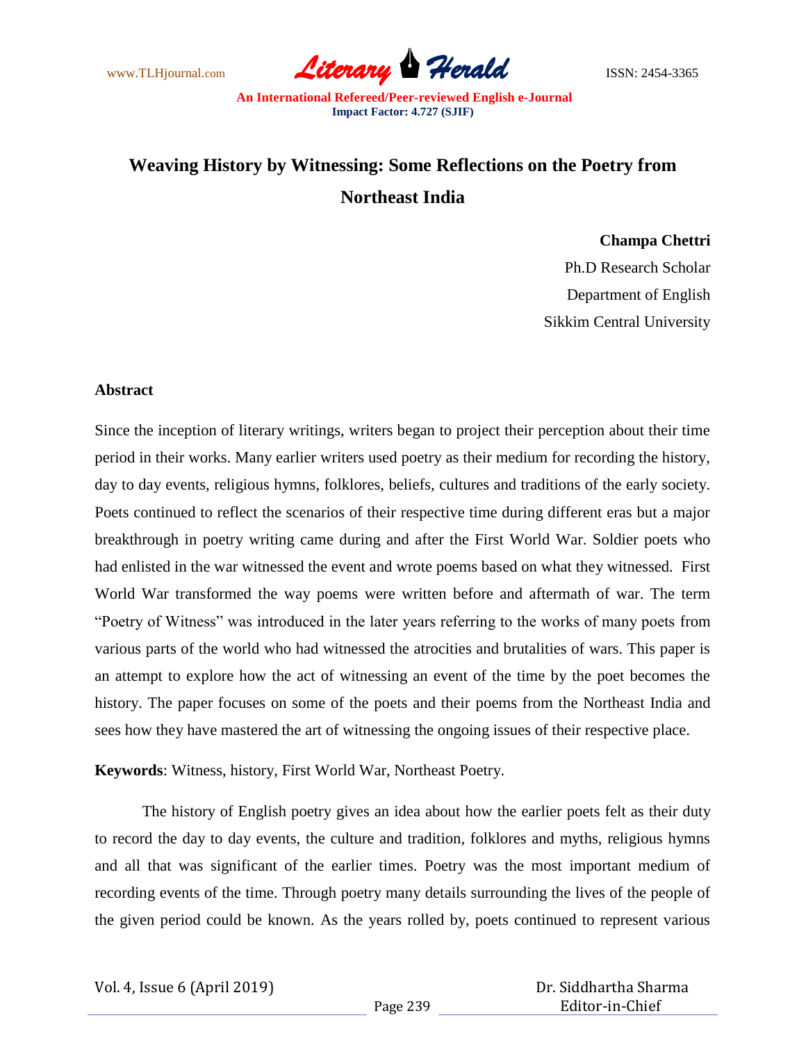# Weaving History by Witnessing: Some Reflections on the Poetry from Northeast India

**Champa Chettri**

Ph.D Research Scholar

Department of English

Sikkim Central University

## Abstract

Since the inception of literary writings, writers began to project their perception about their time period in their works. Many earlier writers used poetry as their medium for recording the history, day to day events, religious hymns, folklores, beliefs, cultures and traditions of the early society. Poets continued to reflect the scenarios of their respective time during different eras but a major breakthrough in poetry writing came during and after the First World War. Soldier poets who had enlisted in the war witnessed the event and wrote poems based on what they witnessed. First World War transformed the way poems were written before and aftermath of war. The term "Poetry of Witness" was introduced in the later years referring to the works of many poets from various parts of the world who had witnessed the atrocities and brutalities of wars. This paper is an attempt to explore how the act of witnessing an event of the time by the poet becomes the history. The paper focuses on some of the poets and their poems from the Northeast India and sees how they have mastered the art of witnessing the ongoing issues of their respective place.

**Keywords**: Witness, history, First World War, Northeast Poetry.

The history of English poetry gives an idea about how the earlier poets felt as their duty to record the day to day events, the culture and tradition, folklores and myths, religious hymns and all that was significant of the earlier times. Poetry was the most important medium of recording events of the time. Through poetry many details surrounding the lives of the people of the given period could be known. As the years rolled by, poets continued to represent various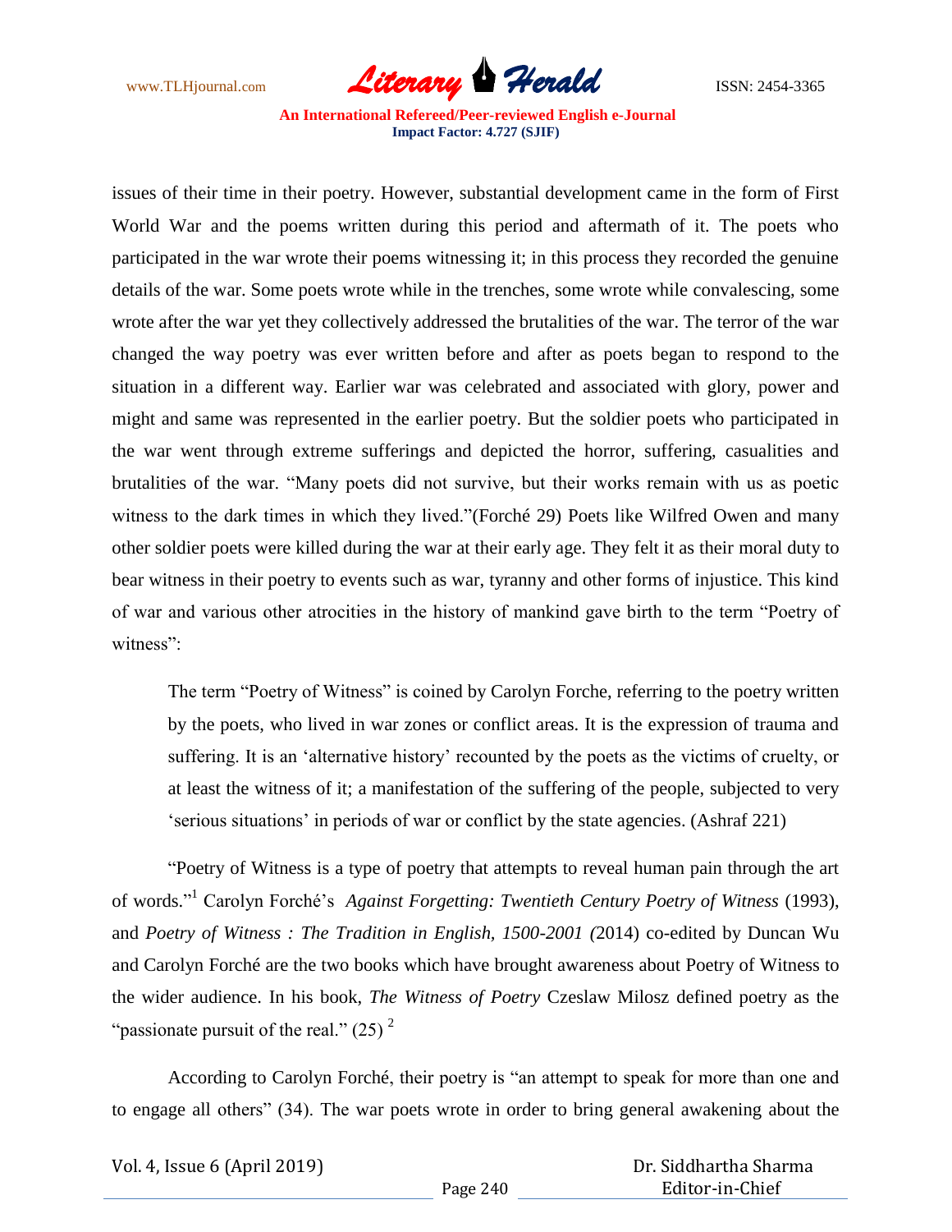issues of their time in their poetry. However, substantial development came in the form of First World War and the poems written during this period and aftermath of it. The poets who participated in the war wrote their poems witnessing it; in this process they recorded the genuine details of the war. Some poets wrote while in the trenches, some wrote while convalescing, some wrote after the war yet they collectively addressed the brutalities of the war. The terror of the war changed the way poetry was ever written before and after as poets began to respond to the situation in a different way. Earlier war was celebrated and associated with glory, power and might and same was represented in the earlier poetry. But the soldier poets who participated in the war went through extreme sufferings and depicted the horror, suffering, casualities and brutalities of the war. "Many poets did not survive, but their works remain with us as poetic witness to the dark times in which they lived."(Forché 29) Poets like Wilfred Owen and many other soldier poets were killed during the war at their early age. They felt it as their moral duty to bear witness in their poetry to events such as war, tyranny and other forms of injustice. This kind of war and various other atrocities in the history of mankind gave birth to the term "Poetry of witness":

> The term "Poetry of Witness" is coined by Carolyn Forche, referring to the poetry written by the poets, who lived in war zones or conflict areas. It is the expression of trauma and suffering. It is an 'alternative history' recounted by the poets as the victims of cruelty, or at least the witness of it; a manifestation of the suffering of the people, subjected to very 'serious situations' in periods of war or conflict by the state agencies. (Ashraf 221)

"Poetry of Witness is a type of poetry that attempts to reveal human pain through the art of words."[1] Carolyn Forché's *Against Forgetting: Twentieth Century Poetry of Witness* (1993), and *Poetry of Witness : The Tradition in English, 1500-2001 (*2014) co-edited by Duncan Wu and Carolyn Forché are the two books which have brought awareness about Poetry of Witness to the wider audience. In his book, *The Witness of Poetry* Czeslaw Milosz defined poetry as the "passionate pursuit of the real." (25) [2]

According to Carolyn Forché, their poetry is "an attempt to speak for more than one and to engage all others" (34). The war poets wrote in order to bring general awakening about the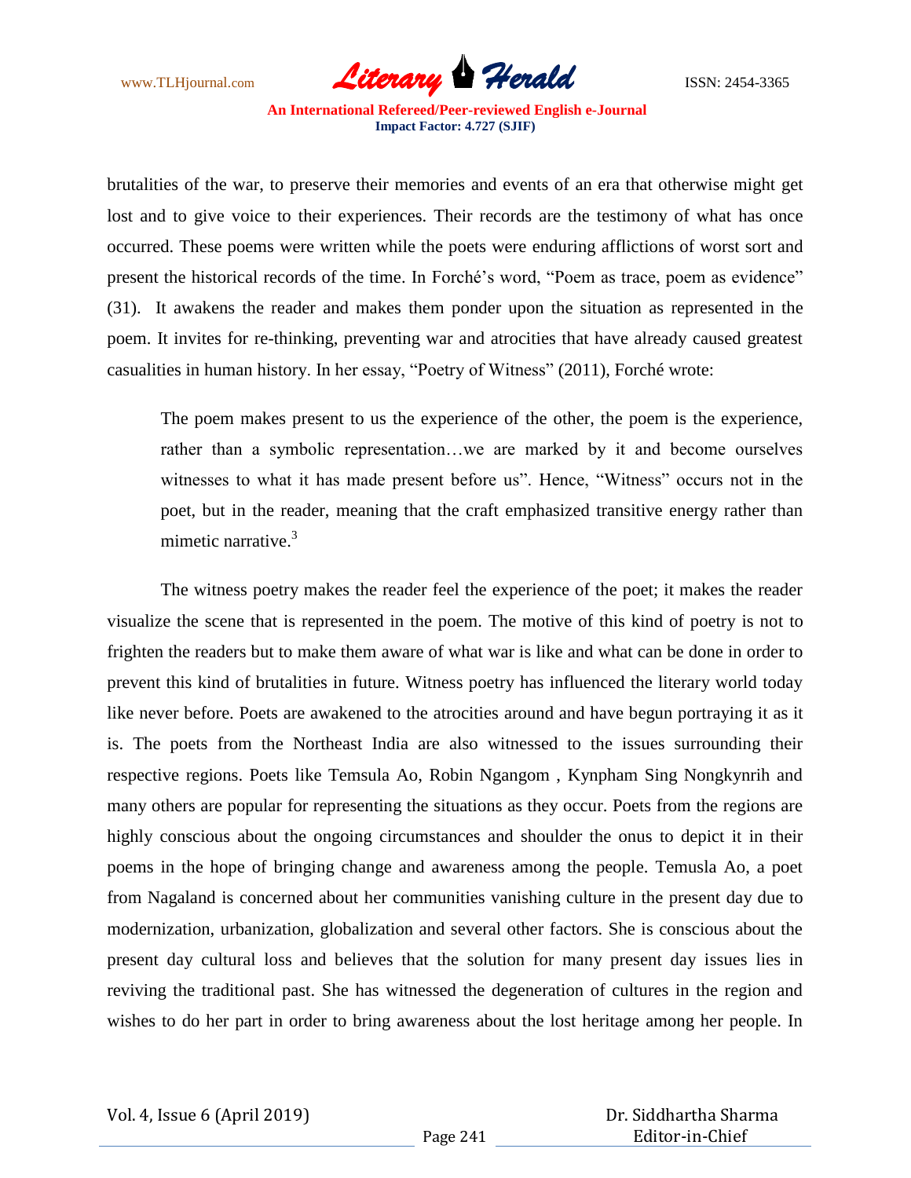brutalities of the war, to preserve their memories and events of an era that otherwise might get lost and to give voice to their experiences. Their records are the testimony of what has once occurred. These poems were written while the poets were enduring afflictions of worst sort and present the historical records of the time. In Forché's word, "Poem as trace, poem as evidence" (31). It awakens the reader and makes them ponder upon the situation as represented in the poem. It invites for re-thinking, preventing war and atrocities that have already caused greatest casualities in human history. In her essay, "Poetry of Witness" (2011), Forché wrote:

> The poem makes present to us the experience of the other, the poem is the experience, rather than a symbolic representation…we are marked by it and become ourselves witnesses to what it has made present before us". Hence, "Witness" occurs not in the poet, but in the reader, meaning that the craft emphasized transitive energy rather than mimetic narrative.[3]

The witness poetry makes the reader feel the experience of the poet; it makes the reader visualize the scene that is represented in the poem. The motive of this kind of poetry is not to frighten the readers but to make them aware of what war is like and what can be done in order to prevent this kind of brutalities in future. Witness poetry has influenced the literary world today like never before. Poets are awakened to the atrocities around and have begun portraying it as it is. The poets from the Northeast India are also witnessed to the issues surrounding their respective regions. Poets like Temsula Ao, Robin Ngangom , Kynpham Sing Nongkynrih and many others are popular for representing the situations as they occur. Poets from the regions are highly conscious about the ongoing circumstances and shoulder the onus to depict it in their poems in the hope of bringing change and awareness among the people. Temusla Ao, a poet from Nagaland is concerned about her communities vanishing culture in the present day due to modernization, urbanization, globalization and several other factors. She is conscious about the present day cultural loss and believes that the solution for many present day issues lies in reviving the traditional past. She has witnessed the degeneration of cultures in the region and wishes to do her part in order to bring awareness about the lost heritage among her people. In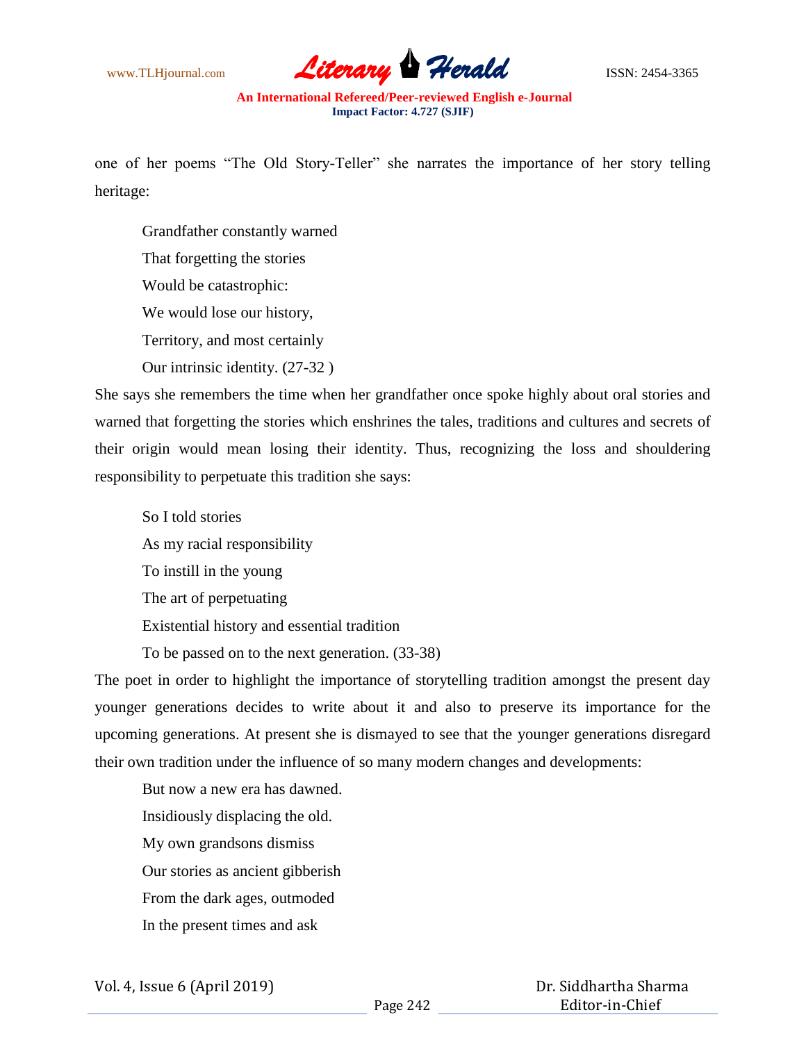one of her poems "The Old Story-Teller" she narrates the importance of her story telling heritage:

> Grandfather constantly warned
> That forgetting the stories
> Would be catastrophic:
> We would lose our history,
> Territory, and most certainly
> Our intrinsic identity. (27-32 )

She says she remembers the time when her grandfather once spoke highly about oral stories and warned that forgetting the stories which enshrines the tales, traditions and cultures and secrets of their origin would mean losing their identity. Thus, recognizing the loss and shouldering responsibility to perpetuate this tradition she says:

> So I told stories
> As my racial responsibility
> To instill in the young
> The art of perpetuating
> Existential history and essential tradition
> To be passed on to the next generation. (33-38)

The poet in order to highlight the importance of storytelling tradition amongst the present day younger generations decides to write about it and also to preserve its importance for the upcoming generations. At present she is dismayed to see that the younger generations disregard their own tradition under the influence of so many modern changes and developments:

> But now a new era has dawned.
> Insidiously displacing the old.
> My own grandsons dismiss
> Our stories as ancient gibberish
> From the dark ages, outmoded
> In the present times and ask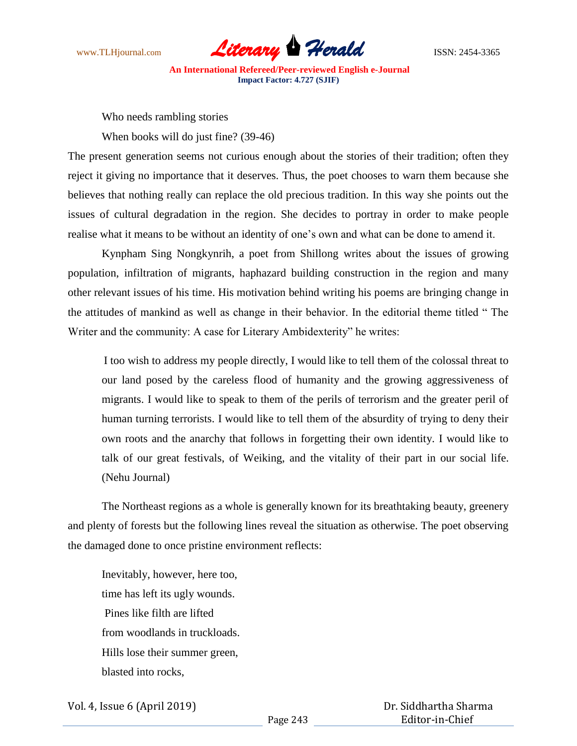Who needs rambling stories

When books will do just fine? (39-46)

The present generation seems not curious enough about the stories of their tradition; often they reject it giving no importance that it deserves. Thus, the poet chooses to warn them because she believes that nothing really can replace the old precious tradition. In this way she points out the issues of cultural degradation in the region. She decides to portray in order to make people realise what it means to be without an identity of one's own and what can be done to amend it.

Kynpham Sing Nongkynrih, a poet from Shillong writes about the issues of growing population, infiltration of migrants, haphazard building construction in the region and many other relevant issues of his time. His motivation behind writing his poems are bringing change in the attitudes of mankind as well as change in their behavior. In the editorial theme titled " The Writer and the community: A case for Literary Ambidexterity" he writes:

> I too wish to address my people directly, I would like to tell them of the colossal threat to our land posed by the careless flood of humanity and the growing aggressiveness of migrants. I would like to speak to them of the perils of terrorism and the greater peril of human turning terrorists. I would like to tell them of the absurdity of trying to deny their own roots and the anarchy that follows in forgetting their own identity. I would like to talk of our great festivals, of Weiking, and the vitality of their part in our social life. (Nehu Journal)

The Northeast regions as a whole is generally known for its breathtaking beauty, greenery and plenty of forests but the following lines reveal the situation as otherwise. The poet observing the damaged done to once pristine environment reflects:

Inevitably, however, here too,
time has left its ugly wounds.
Pines like filth are lifted
from woodlands in truckloads.
Hills lose their summer green,
blasted into rocks,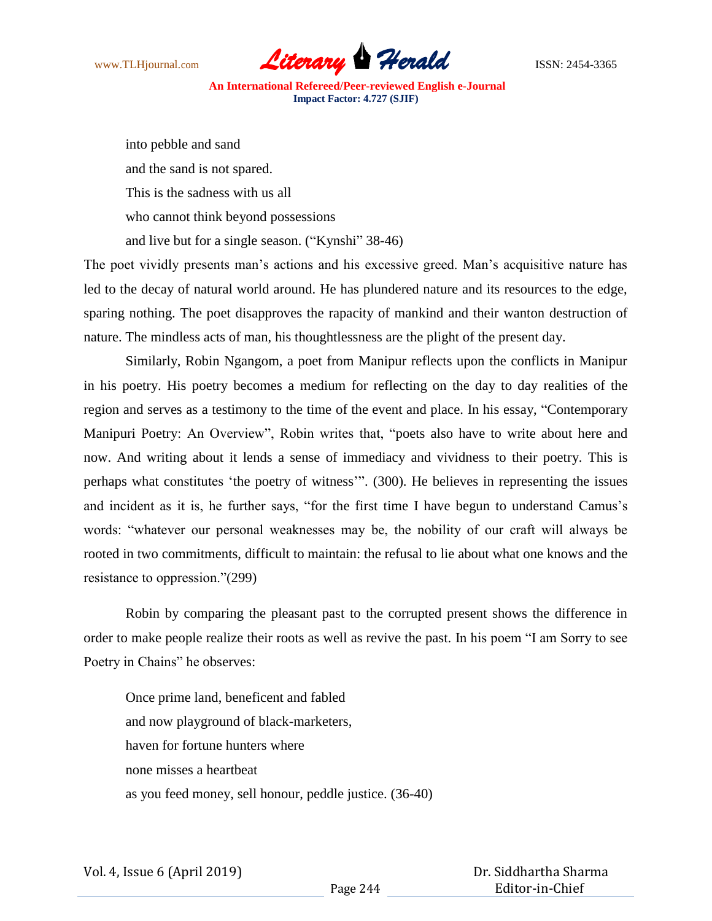into pebble and sand

and the sand is not spared.

This is the sadness with us all

who cannot think beyond possessions

and live but for a single season. ("Kynshi" 38-46)

The poet vividly presents man's actions and his excessive greed. Man's acquisitive nature has led to the decay of natural world around. He has plundered nature and its resources to the edge, sparing nothing. The poet disapproves the rapacity of mankind and their wanton destruction of nature. The mindless acts of man, his thoughtlessness are the plight of the present day.

Similarly, Robin Ngangom, a poet from Manipur reflects upon the conflicts in Manipur in his poetry. His poetry becomes a medium for reflecting on the day to day realities of the region and serves as a testimony to the time of the event and place. In his essay, "Contemporary Manipuri Poetry: An Overview", Robin writes that, "poets also have to write about here and now. And writing about it lends a sense of immediacy and vividness to their poetry. This is perhaps what constitutes 'the poetry of witness'". (300). He believes in representing the issues and incident as it is, he further says, "for the first time I have begun to understand Camus's words: "whatever our personal weaknesses may be, the nobility of our craft will always be rooted in two commitments, difficult to maintain: the refusal to lie about what one knows and the resistance to oppression."(299)

Robin by comparing the pleasant past to the corrupted present shows the difference in order to make people realize their roots as well as revive the past. In his poem "I am Sorry to see Poetry in Chains" he observes:

Once prime land, beneficent and fabled

and now playground of black-marketers,

haven for fortune hunters where

none misses a heartbeat

as you feed money, sell honour, peddle justice. (36-40)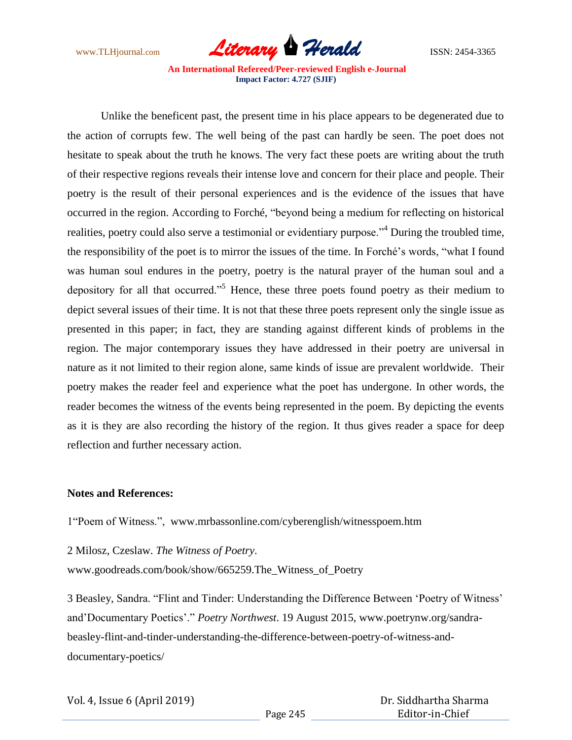Unlike the beneficent past, the present time in his place appears to be degenerated due to the action of corrupts few. The well being of the past can hardly be seen. The poet does not hesitate to speak about the truth he knows. The very fact these poets are writing about the truth of their respective regions reveals their intense love and concern for their place and people. Their poetry is the result of their personal experiences and is the evidence of the issues that have occurred in the region. According to Forché, "beyond being a medium for reflecting on historical realities, poetry could also serve a testimonial or evidentiary purpose."[4] During the troubled time, the responsibility of the poet is to mirror the issues of the time. In Forché's words, "what I found was human soul endures in the poetry, poetry is the natural prayer of the human soul and a depository for all that occurred."[5] Hence, these three poets found poetry as their medium to depict several issues of their time. It is not that these three poets represent only the single issue as presented in this paper; in fact, they are standing against different kinds of problems in the region. The major contemporary issues they have addressed in their poetry are universal in nature as it not limited to their region alone, same kinds of issue are prevalent worldwide. Their poetry makes the reader feel and experience what the poet has undergone. In other words, the reader becomes the witness of the events being represented in the poem. By depicting the events as it is they are also recording the history of the region. It thus gives reader a space for deep reflection and further necessary action.

**Notes and References:**

1"Poem of Witness.", www.mrbassonline.com/cyberenglish/witnesspoem.htm

2 Milosz, Czeslaw. *The Witness of Poetry*.
www.goodreads.com/book/show/665259.The_Witness_of_Poetry

3 Beasley, Sandra. "Flint and Tinder: Understanding the Difference Between 'Poetry of Witness' and'Documentary Poetics'." *Poetry Northwest*. 19 August 2015, www.poetrynw.org/sandra-beasley-flint-and-tinder-understanding-the-difference-between-poetry-of-witness-and-documentary-poetics/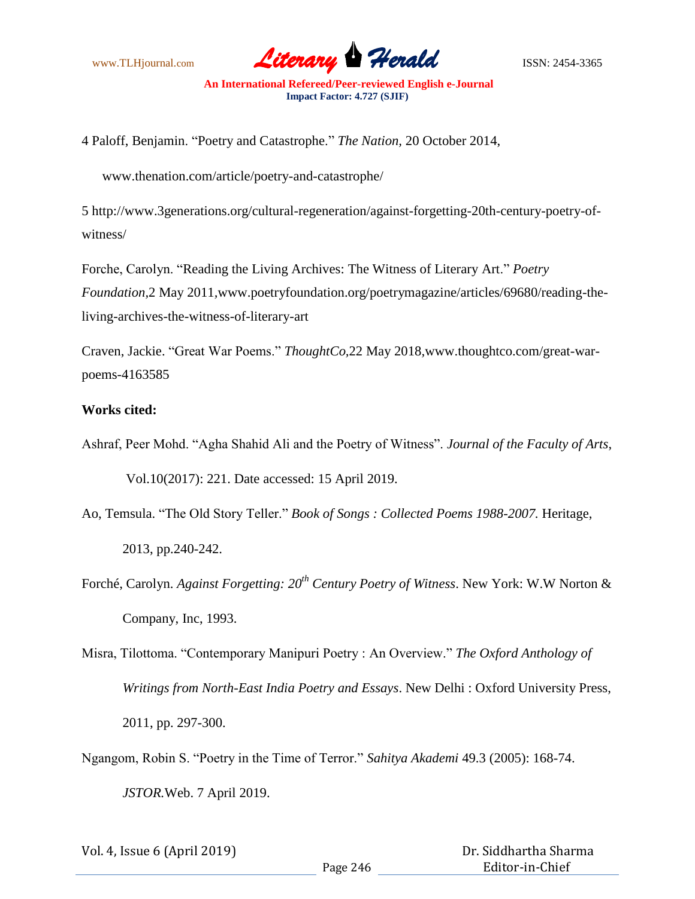4 Paloff, Benjamin. "Poetry and Catastrophe." *The Nation,* 20 October 2014, www.thenation.com/article/poetry-and-catastrophe/

5 http://www.3generations.org/cultural-regeneration/against-forgetting-20th-century-poetry-of-witness/

Forche, Carolyn. "Reading the Living Archives: The Witness of Literary Art." *Poetry Foundation*,2 May 2011,www.poetryfoundation.org/poetrymagazine/articles/69680/reading-the-living-archives-the-witness-of-literary-art

Craven, Jackie. "Great War Poems." *ThoughtCo*,22 May 2018,www.thoughtco.com/great-war-poems-4163585

**Works cited:**

Ashraf, Peer Mohd. "Agha Shahid Ali and the Poetry of Witness". *Journal of the Faculty of Arts*, Vol.10(2017): 221. Date accessed: 15 April 2019.

Ao, Temsula. "The Old Story Teller." *Book of Songs : Collected Poems 1988-2007.* Heritage, 2013, pp.240-242.

Forché, Carolyn. *Against Forgetting: 20th Century Poetry of Witness*. New York: W.W Norton & Company, Inc, 1993.

Misra, Tilottoma. "Contemporary Manipuri Poetry : An Overview." *The Oxford Anthology of Writings from North-East India Poetry and Essays*. New Delhi : Oxford University Press, 2011, pp. 297-300.

Ngangom, Robin S. "Poetry in the Time of Terror." *Sahitya Akademi* 49.3 (2005): 168-74. *JSTOR.*Web. 7 April 2019.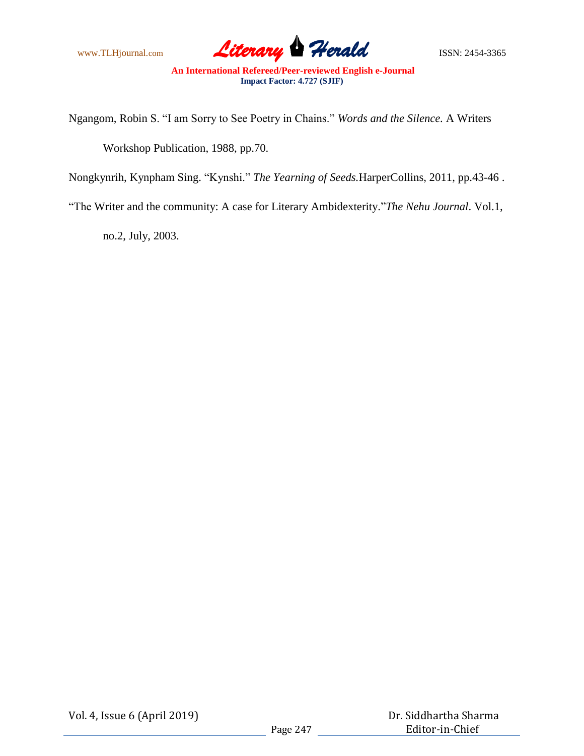Ngangom, Robin S. "I am Sorry to See Poetry in Chains." *Words and the Silence.* A Writers Workshop Publication, 1988, pp.70.

Nongkynrih, Kynpham Sing. "Kynshi." *The Yearning of Seeds.*HarperCollins, 2011, pp.43-46 .

"The Writer and the community: A case for Literary Ambidexterity."*The Nehu Journal*. Vol.1, no.2, July, 2003.